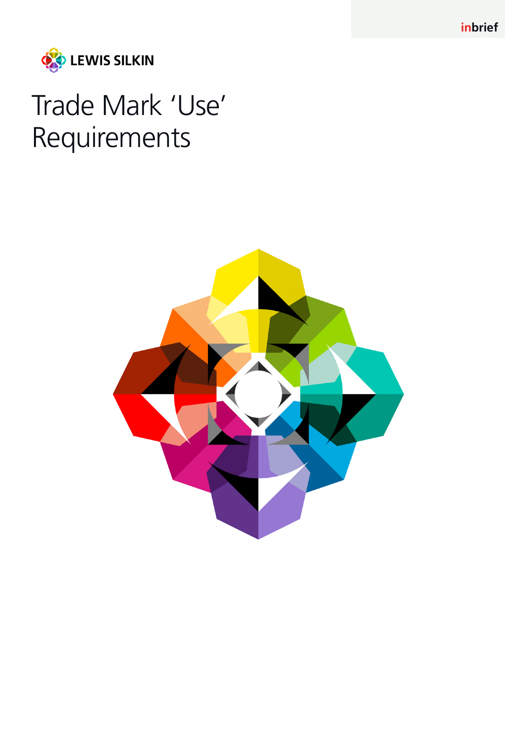inbrief

LEWIS SILKIN

# Trade Mark 'Use' Requirements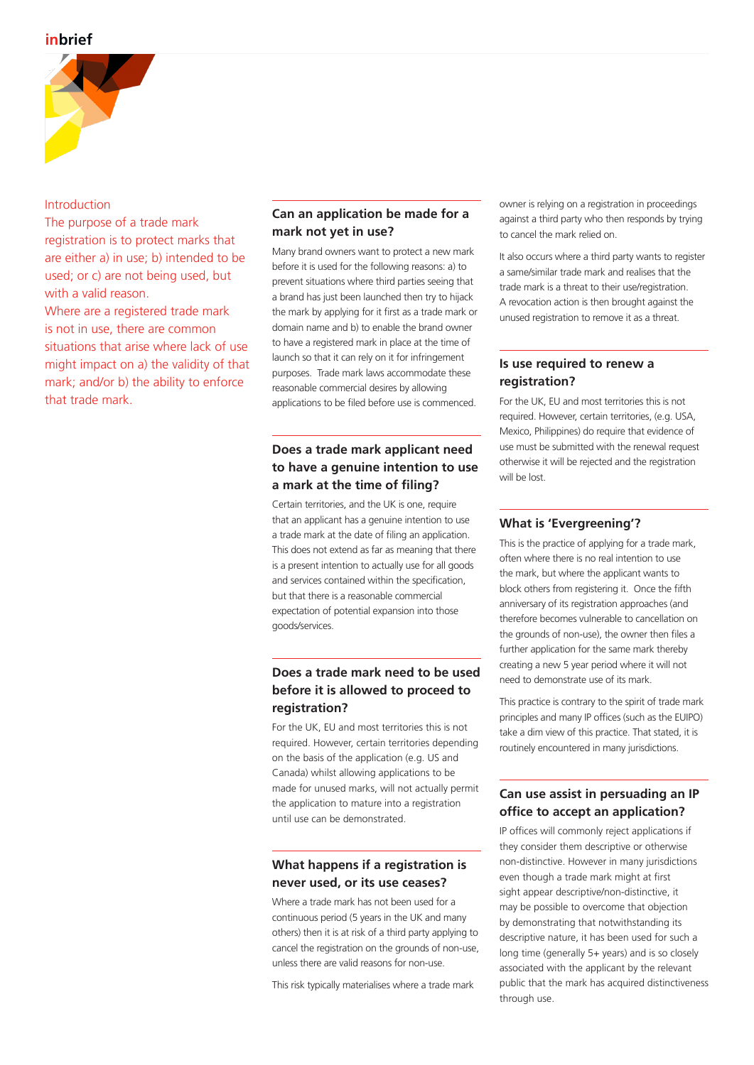## Introduction

The purpose of a trade mark registration is to protect marks that are either a) in use; b) intended to be used; or c) are not being used, but with a valid reason.

Where are a registered trade mark is not in use, there are common situations that arise where lack of use might impact on a) the validity of that mark; and/or b) the ability to enforce that trade mark.

### Can an application be made for a mark not yet in use?

Many brand owners want to protect a new mark before it is used for the following reasons: a) to prevent situations where third parties seeing that a brand has just been launched then try to hijack the mark by applying for it first as a trade mark or domain name and b) to enable the brand owner to have a registered mark in place at the time of launch so that it can rely on it for infringement purposes. Trade mark laws accommodate these reasonable commercial desires by allowing applications to be filed before use is commenced.

### Does a trade mark applicant need to have a genuine intention to use a mark at the time of filing?

Certain territories, and the UK is one, require that an applicant has a genuine intention to use a trade mark at the date of filing an application. This does not extend as far as meaning that there is a present intention to actually use for all goods and services contained within the specification, but that there is a reasonable commercial expectation of potential expansion into those goods/services.

### Does a trade mark need to be used before it is allowed to proceed to registration?

For the UK, EU and most territories this is not required. However, certain territories depending on the basis of the application (e.g. US and Canada) whilst allowing applications to be made for unused marks, will not actually permit the application to mature into a registration until use can be demonstrated.

### What happens if a registration is never used, or its use ceases?

Where a trade mark has not been used for a continuous period (5 years in the UK and many others) then it is at risk of a third party applying to cancel the registration on the grounds of non-use, unless there are valid reasons for non-use.

This risk typically materialises where a trade mark owner is relying on a registration in proceedings against a third party who then responds by trying to cancel the mark relied on.

It also occurs where a third party wants to register a same/similar trade mark and realises that the trade mark is a threat to their use/registration. A revocation action is then brought against the unused registration to remove it as a threat.

### Is use required to renew a registration?

For the UK, EU and most territories this is not required. However, certain territories, (e.g. USA, Mexico, Philippines) do require that evidence of use must be submitted with the renewal request otherwise it will be rejected and the registration will be lost.

### What is 'Evergreening'?

This is the practice of applying for a trade mark, often where there is no real intention to use the mark, but where the applicant wants to block others from registering it. Once the fifth anniversary of its registration approaches (and therefore becomes vulnerable to cancellation on the grounds of non-use), the owner then files a further application for the same mark thereby creating a new 5 year period where it will not need to demonstrate use of its mark.

This practice is contrary to the spirit of trade mark principles and many IP offices (such as the EUIPO) take a dim view of this practice. That stated, it is routinely encountered in many jurisdictions.

### Can use assist in persuading an IP office to accept an application?

IP offices will commonly reject applications if they consider them descriptive or otherwise non-distinctive. However in many jurisdictions even though a trade mark might at first sight appear descriptive/non-distinctive, it may be possible to overcome that objection by demonstrating that notwithstanding its descriptive nature, it has been used for such a long time (generally 5+ years) and is so closely associated with the applicant by the relevant public that the mark has acquired distinctiveness through use.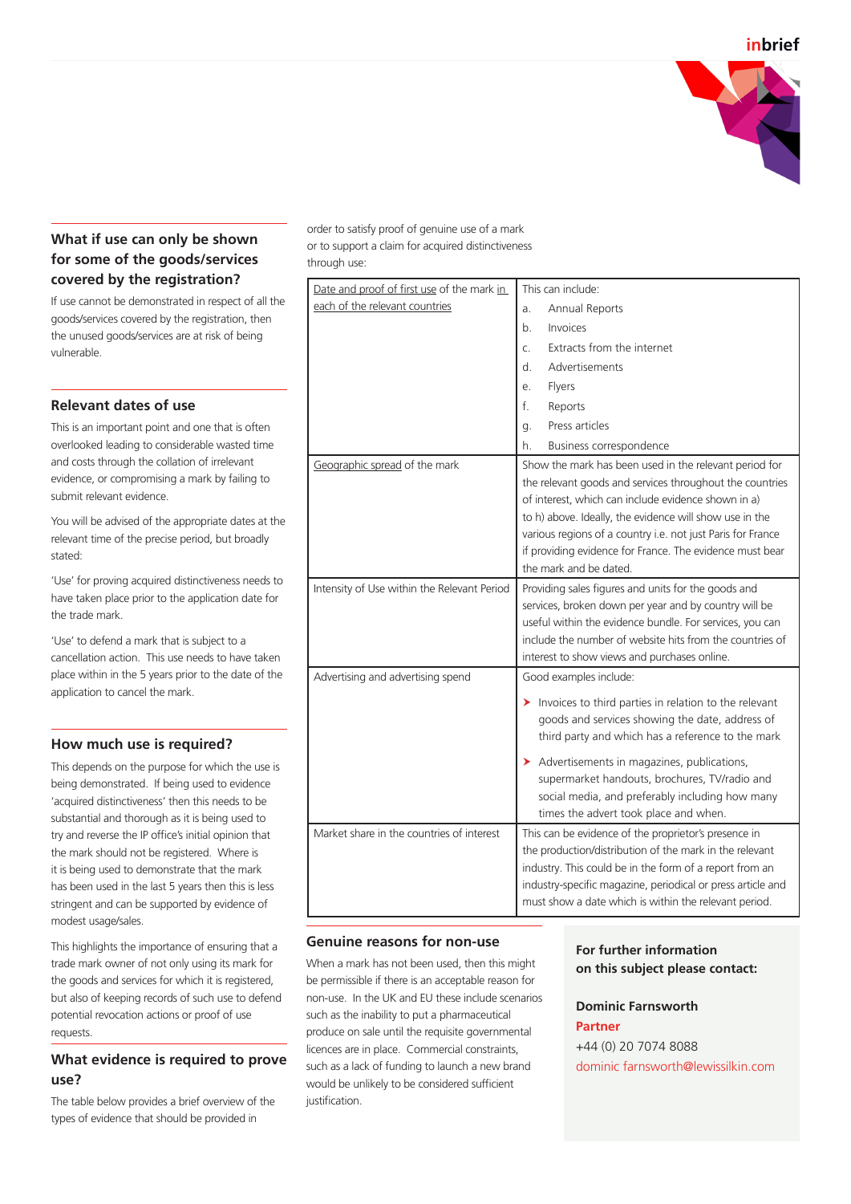## What if use can only be shown for some of the goods/services covered by the registration?

If use cannot be demonstrated in respect of all the goods/services covered by the registration, then the unused goods/services are at risk of being vulnerable.

## Relevant dates of use

This is an important point and one that is often overlooked leading to considerable wasted time and costs through the collation of irrelevant evidence, or compromising a mark by failing to submit relevant evidence.

You will be advised of the appropriate dates at the relevant time of the precise period, but broadly stated:

'Use' for proving acquired distinctiveness needs to have taken place prior to the application date for the trade mark.

'Use' to defend a mark that is subject to a cancellation action. This use needs to have taken place within in the 5 years prior to the date of the application to cancel the mark.

## How much use is required?

This depends on the purpose for which the use is being demonstrated. If being used to evidence 'acquired distinctiveness' then this needs to be substantial and thorough as it is being used to try and reverse the IP office's initial opinion that the mark should not be registered. Where is it is being used to demonstrate that the mark has been used in the last 5 years then this is less stringent and can be supported by evidence of modest usage/sales.

This highlights the importance of ensuring that a trade mark owner of not only using its mark for the goods and services for which it is registered, but also of keeping records of such use to defend potential revocation actions or proof of use requests.

## What evidence is required to prove use?

The table below provides a brief overview of the types of evidence that should be provided in order to satisfy proof of genuine use of a mark or to support a claim for acquired distinctiveness through use:

| | |
|---|---|
| Date and proof of first use of the mark in each of the relevant countries | This can include:<br>a. Annual Reports<br>b. Invoices<br>c. Extracts from the internet<br>d. Advertisements<br>e. Flyers<br>f. Reports<br>g. Press articles<br>h. Business correspondence |
| Geographic spread of the mark | Show the mark has been used in the relevant period for the relevant goods and services throughout the countries of interest, which can include evidence shown in a) to h) above. Ideally, the evidence will show use in the various regions of a country i.e. not just Paris for France if providing evidence for France. The evidence must bear the mark and be dated. |
| Intensity of Use within the Relevant Period | Providing sales figures and units for the goods and services, broken down per year and by country will be useful within the evidence bundle. For services, you can include the number of website hits from the countries of interest to show views and purchases online. |
| Advertising and advertising spend | Good examples include:<br>➤ Invoices to third parties in relation to the relevant goods and services showing the date, address of third party and which has a reference to the mark<br>➤ Advertisements in magazines, publications, supermarket handouts, brochures, TV/radio and social media, and preferably including how many times the advert took place and when. |
| Market share in the countries of interest | This can be evidence of the proprietor's presence in the production/distribution of the mark in the relevant industry. This could be in the form of a report from an industry-specific magazine, periodical or press article and must show a date which is within the relevant period. |

## Genuine reasons for non-use

When a mark has not been used, then this might be permissible if there is an acceptable reason for non-use. In the UK and EU these include scenarios such as the inability to put a pharmaceutical produce on sale until the requisite governmental licences are in place. Commercial constraints, such as a lack of funding to launch a new brand would be unlikely to be considered sufficient justification.

**For further information on this subject please contact:**

**Dominic Farnsworth**
**Partner**
+44 (0) 20 7074 8088
dominic farnsworth@lewissilkin.com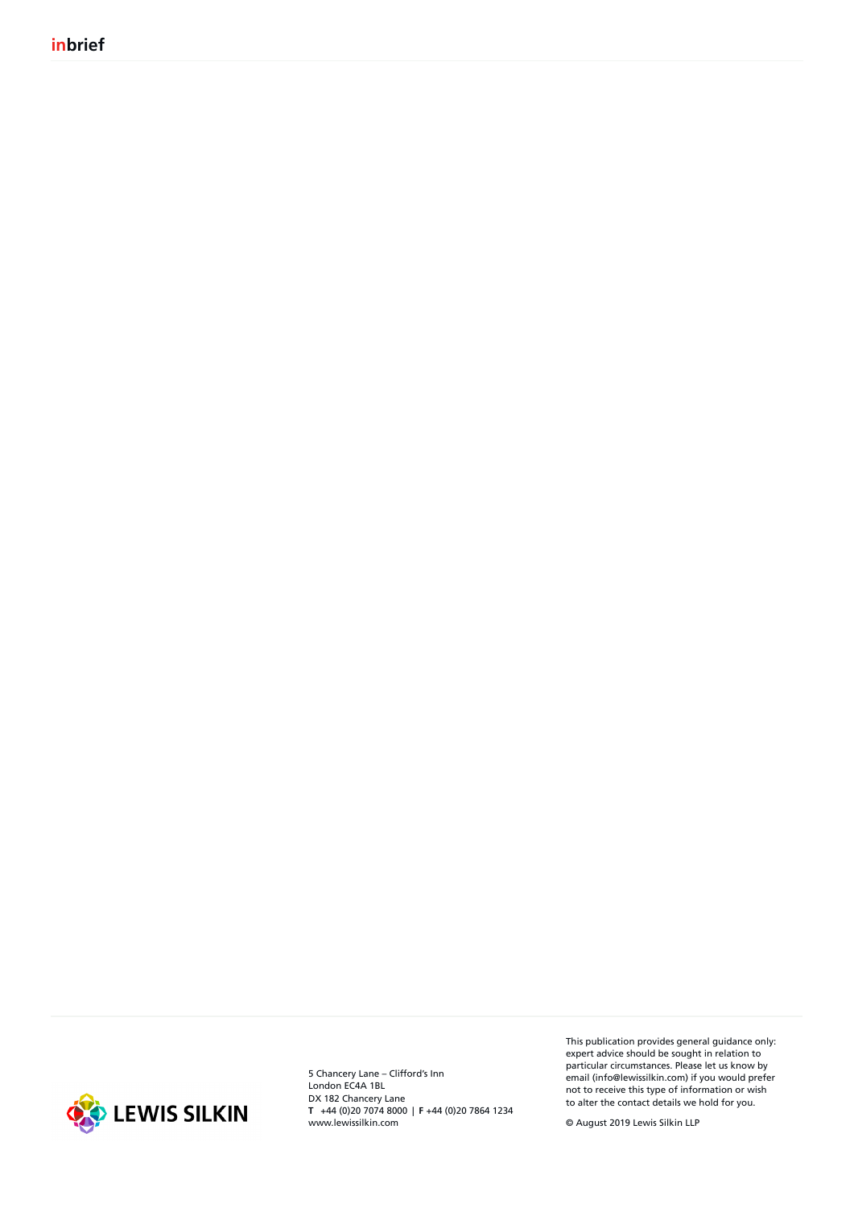LEWIS SILKIN

5 Chancery Lane – Clifford's Inn
London EC4A 1BL
DX 182 Chancery Lane
**T** +44 (0)20 7074 8000 | **F** +44 (0)20 7864 1234
www.lewissilkin.com

This publication provides general guidance only: expert advice should be sought in relation to particular circumstances. Please let us know by email (info@lewissilkin.com) if you would prefer not to receive this type of information or wish to alter the contact details we hold for you.

© August 2019 Lewis Silkin LLP